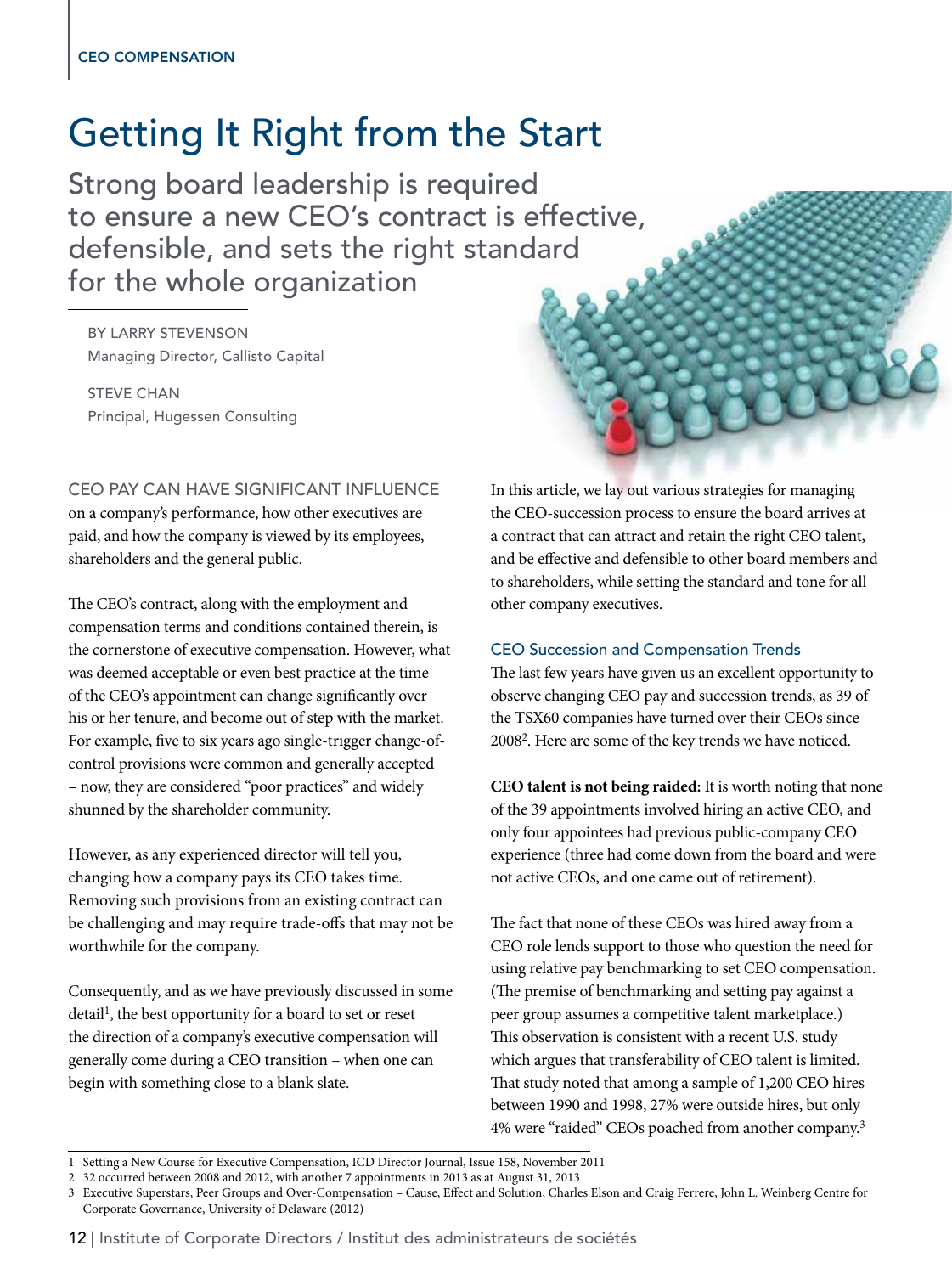CEO COMPENSATION

# Getting It Right from the Start

## Strong board leadership is required to ensure a new CEO's contract is effective, defensible, and sets the right standard for the whole organization

BY LARRY STEVENSON
Managing Director, Callisto Capital

STEVE CHAN
Principal, Hugessen Consulting

CEO PAY CAN HAVE SIGNIFICANT INFLUENCE on a company's performance, how other executives are paid, and how the company is viewed by its employees, shareholders and the general public.

The CEO's contract, along with the employment and compensation terms and conditions contained therein, is the cornerstone of executive compensation. However, what was deemed acceptable or even best practice at the time of the CEO's appointment can change significantly over his or her tenure, and become out of step with the market. For example, five to six years ago single-trigger change-of-control provisions were common and generally accepted – now, they are considered "poor practices" and widely shunned by the shareholder community.

However, as any experienced director will tell you, changing how a company pays its CEO takes time. Removing such provisions from an existing contract can be challenging and may require trade-offs that may not be worthwhile for the company.

Consequently, and as we have previously discussed in some detail[1], the best opportunity for a board to set or reset the direction of a company's executive compensation will generally come during a CEO transition – when one can begin with something close to a blank slate.

In this article, we lay out various strategies for managing the CEO-succession process to ensure the board arrives at a contract that can attract and retain the right CEO talent, and be effective and defensible to other board members and to shareholders, while setting the standard and tone for all other company executives.

### CEO Succession and Compensation Trends

The last few years have given us an excellent opportunity to observe changing CEO pay and succession trends, as 39 of the TSX60 companies have turned over their CEOs since 2008[2]. Here are some of the key trends we have noticed.

**CEO talent is not being raided:** It is worth noting that none of the 39 appointments involved hiring an active CEO, and only four appointees had previous public-company CEO experience (three had come down from the board and were not active CEOs, and one came out of retirement).

The fact that none of these CEOs was hired away from a CEO role lends support to those who question the need for using relative pay benchmarking to set CEO compensation. (The premise of benchmarking and setting pay against a peer group assumes a competitive talent marketplace.) This observation is consistent with a recent U.S. study which argues that transferability of CEO talent is limited. That study noted that among a sample of 1,200 CEO hires between 1990 and 1998, 27% were outside hires, but only 4% were "raided" CEOs poached from another company.[3]

---

1 Setting a New Course for Executive Compensation, ICD Director Journal, Issue 158, November 2011

2 32 occurred between 2008 and 2012, with another 7 appointments in 2013 as at August 31, 2013

3 Executive Superstars, Peer Groups and Over-Compensation – Cause, Effect and Solution, Charles Elson and Craig Ferrere, John L. Weinberg Centre for Corporate Governance, University of Delaware (2012)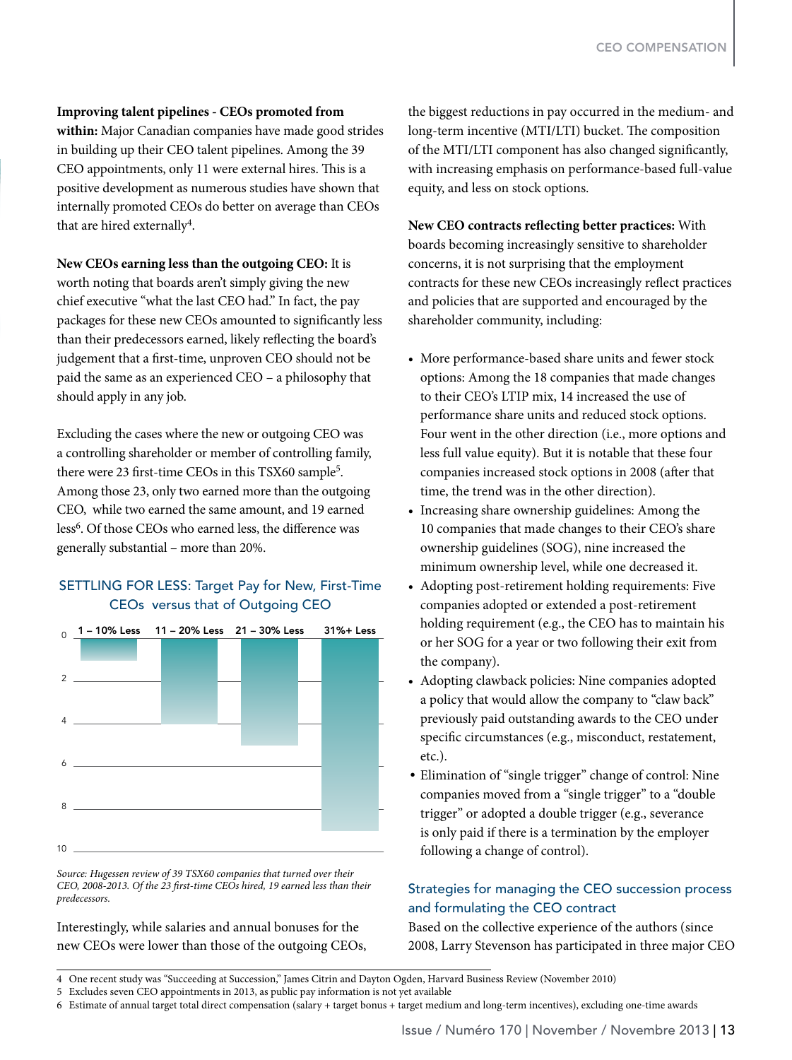**Improving talent pipelines - CEOs promoted from within:** Major Canadian companies have made good strides in building up their CEO talent pipelines. Among the 39 CEO appointments, only 11 were external hires. This is a positive development as numerous studies have shown that internally promoted CEOs do better on average than CEOs that are hired externally[4].

**New CEOs earning less than the outgoing CEO:** It is worth noting that boards aren't simply giving the new chief executive "what the last CEO had." In fact, the pay packages for these new CEOs amounted to significantly less than their predecessors earned, likely reflecting the board's judgement that a first-time, unproven CEO should not be paid the same as an experienced CEO – a philosophy that should apply in any job.

Excluding the cases where the new or outgoing CEO was a controlling shareholder or member of controlling family, there were 23 first-time CEOs in this TSX60 sample[5]. Among those 23, only two earned more than the outgoing CEO, while two earned the same amount, and 19 earned less[6]. Of those CEOs who earned less, the difference was generally substantial – more than 20%.

SETTLING FOR LESS: Target Pay for New, First-Time CEOs versus that of Outgoing CEO

| 1 – 10% Less | 11 – 20% Less | 21 – 30% Less | 31%+ Less |
|---|---|---|---|
| 1 | 4 | 5 | 9 |

*Source: Hugessen review of 39 TSX60 companies that turned over their CEO, 2008-2013. Of the 23 first-time CEOs hired, 19 earned less than their predecessors.*

Interestingly, while salaries and annual bonuses for the new CEOs were lower than those of the outgoing CEOs, the biggest reductions in pay occurred in the medium- and long-term incentive (MTI/LTI) bucket. The composition of the MTI/LTI component has also changed significantly, with increasing emphasis on performance-based full-value equity, and less on stock options.

**New CEO contracts reflecting better practices:** With boards becoming increasingly sensitive to shareholder concerns, it is not surprising that the employment contracts for these new CEOs increasingly reflect practices and policies that are supported and encouraged by the shareholder community, including:

- More performance-based share units and fewer stock options: Among the 18 companies that made changes to their CEO's LTIP mix, 14 increased the use of performance share units and reduced stock options. Four went in the other direction (i.e., more options and less full value equity). But it is notable that these four companies increased stock options in 2008 (after that time, the trend was in the other direction).
- Increasing share ownership guidelines: Among the 10 companies that made changes to their CEO's share ownership guidelines (SOG), nine increased the minimum ownership level, while one decreased it.
- Adopting post-retirement holding requirements: Five companies adopted or extended a post-retirement holding requirement (e.g., the CEO has to maintain his or her SOG for a year or two following their exit from the company).
- Adopting clawback policies: Nine companies adopted a policy that would allow the company to "claw back" previously paid outstanding awards to the CEO under specific circumstances (e.g., misconduct, restatement, etc.).
- Elimination of "single trigger" change of control: Nine companies moved from a "single trigger" to a "double trigger" or adopted a double trigger (e.g., severance is only paid if there is a termination by the employer following a change of control).

## Strategies for managing the CEO succession process and formulating the CEO contract

Based on the collective experience of the authors (since 2008, Larry Stevenson has participated in three major CEO

---

4 One recent study was "Succeeding at Succession," James Citrin and Dayton Ogden, Harvard Business Review (November 2010)

5 Excludes seven CEO appointments in 2013, as public pay information is not yet available

6 Estimate of annual target total direct compensation (salary + target bonus + target medium and long-term incentives), excluding one-time awards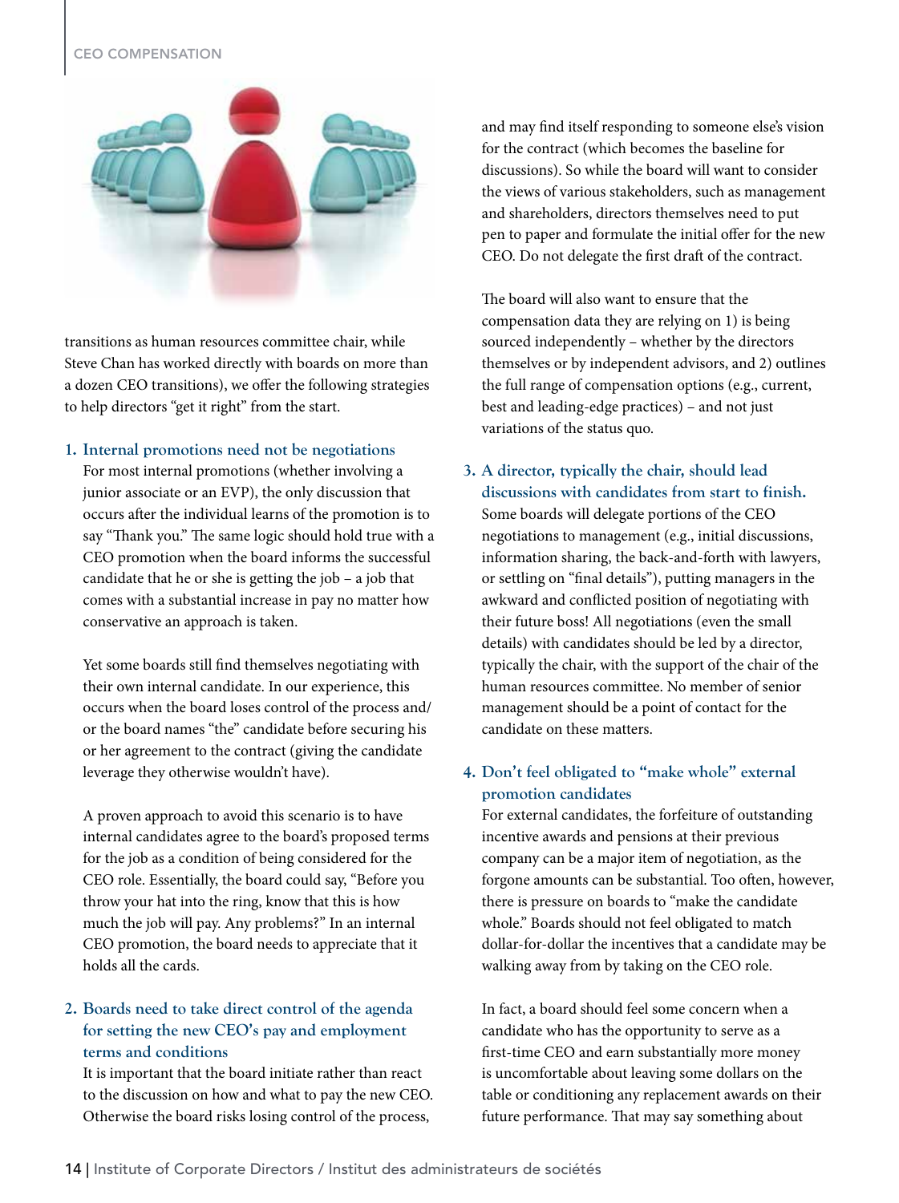transitions as human resources committee chair, while Steve Chan has worked directly with boards on more than a dozen CEO transitions), we offer the following strategies to help directors "get it right" from the start.

1. **Internal promotions need not be negotiations**

   For most internal promotions (whether involving a junior associate or an EVP), the only discussion that occurs after the individual learns of the promotion is to say "Thank you." The same logic should hold true with a CEO promotion when the board informs the successful candidate that he or she is getting the job – a job that comes with a substantial increase in pay no matter how conservative an approach is taken.

   Yet some boards still find themselves negotiating with their own internal candidate. In our experience, this occurs when the board loses control of the process and/or the board names "the" candidate before securing his or her agreement to the contract (giving the candidate leverage they otherwise wouldn't have).

   A proven approach to avoid this scenario is to have internal candidates agree to the board's proposed terms for the job as a condition of being considered for the CEO role. Essentially, the board could say, "Before you throw your hat into the ring, know that this is how much the job will pay. Any problems?" In an internal CEO promotion, the board needs to appreciate that it holds all the cards.

2. **Boards need to take direct control of the agenda for setting the new CEO's pay and employment terms and conditions**

   It is important that the board initiate rather than react to the discussion on how and what to pay the new CEO. Otherwise the board risks losing control of the process, and may find itself responding to someone else's vision for the contract (which becomes the baseline for discussions). So while the board will want to consider the views of various stakeholders, such as management and shareholders, directors themselves need to put pen to paper and formulate the initial offer for the new CEO. Do not delegate the first draft of the contract.

   The board will also want to ensure that the compensation data they are relying on 1) is being sourced independently – whether by the directors themselves or by independent advisors, and 2) outlines the full range of compensation options (e.g., current, best and leading-edge practices) – and not just variations of the status quo.

3. **A director, typically the chair, should lead discussions with candidates from start to finish.**

   Some boards will delegate portions of the CEO negotiations to management (e.g., initial discussions, information sharing, the back-and-forth with lawyers, or settling on "final details"), putting managers in the awkward and conflicted position of negotiating with their future boss! All negotiations (even the small details) with candidates should be led by a director, typically the chair, with the support of the chair of the human resources committee. No member of senior management should be a point of contact for the candidate on these matters.

4. **Don't feel obligated to "make whole" external promotion candidates**

   For external candidates, the forfeiture of outstanding incentive awards and pensions at their previous company can be a major item of negotiation, as the forgone amounts can be substantial. Too often, however, there is pressure on boards to "make the candidate whole." Boards should not feel obligated to match dollar-for-dollar the incentives that a candidate may be walking away from by taking on the CEO role.

   In fact, a board should feel some concern when a candidate who has the opportunity to serve as a first-time CEO and earn substantially more money is uncomfortable about leaving some dollars on the table or conditioning any replacement awards on their future performance. That may say something about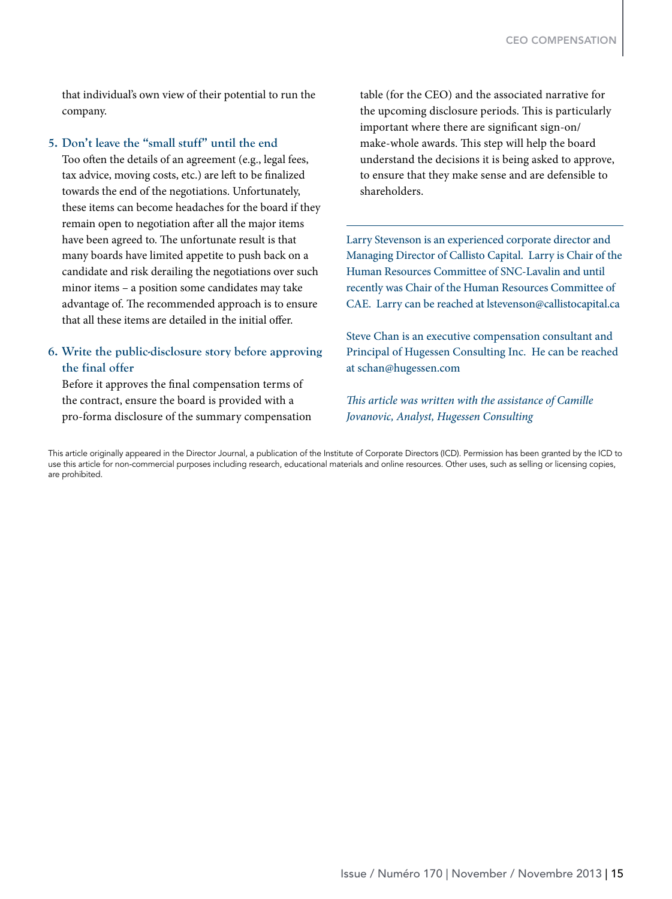that individual's own view of their potential to run the company.

### 5. Don't leave the "small stuff" until the end

Too often the details of an agreement (e.g., legal fees, tax advice, moving costs, etc.) are left to be finalized towards the end of the negotiations. Unfortunately, these items can become headaches for the board if they remain open to negotiation after all the major items have been agreed to. The unfortunate result is that many boards have limited appetite to push back on a candidate and risk derailing the negotiations over such minor items – a position some candidates may take advantage of. The recommended approach is to ensure that all these items are detailed in the initial offer.

### 6. Write the public-disclosure story before approving the final offer

Before it approves the final compensation terms of the contract, ensure the board is provided with a pro-forma disclosure of the summary compensation table (for the CEO) and the associated narrative for the upcoming disclosure periods. This is particularly important where there are significant sign-on/make-whole awards. This step will help the board understand the decisions it is being asked to approve, to ensure that they make sense and are defensible to shareholders.

---

Larry Stevenson is an experienced corporate director and Managing Director of Callisto Capital. Larry is Chair of the Human Resources Committee of SNC-Lavalin and until recently was Chair of the Human Resources Committee of CAE. Larry can be reached at lstevenson@callistocapital.ca

Steve Chan is an executive compensation consultant and Principal of Hugessen Consulting Inc. He can be reached at schan@hugessen.com

*This article was written with the assistance of Camille Jovanovic, Analyst, Hugessen Consulting*

This article originally appeared in the Director Journal, a publication of the Institute of Corporate Directors (ICD). Permission has been granted by the ICD to use this article for non-commercial purposes including research, educational materials and online resources. Other uses, such as selling or licensing copies, are prohibited.